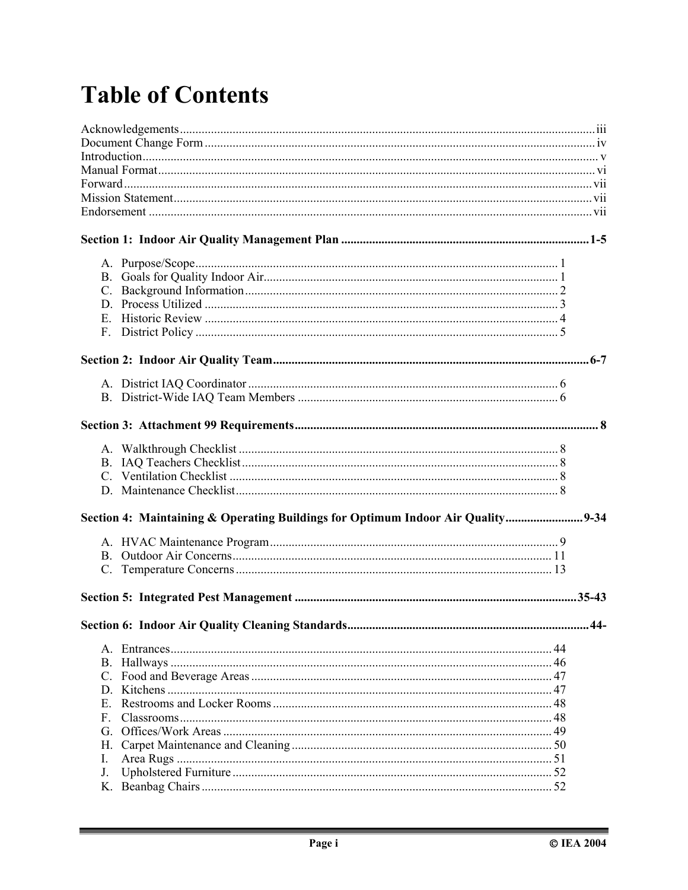# Table of Contents

Acknowledgements .................... iii
Document Change Form .................... iv
Introduction .................... v
Manual Format .................... vi
Forward .................... vii
Mission Statement .................... vii
Endorsement .................... vii

**Section 1: Indoor Air Quality Management Plan .................... 1-5**

- A. Purpose/Scope .................... 1
- B. Goals for Quality Indoor Air .................... 1
- C. Background Information .................... 2
- D. Process Utilized .................... 3
- E. Historic Review .................... 4
- F. District Policy .................... 5

**Section 2: Indoor Air Quality Team .................... 6-7**

- A. District IAQ Coordinator .................... 6
- B. District-Wide IAQ Team Members .................... 6

**Section 3: Attachment 99 Requirements .................... 8**

- A. Walkthrough Checklist .................... 8
- B. IAQ Teachers Checklist .................... 8
- C. Ventilation Checklist .................... 8
- D. Maintenance Checklist .................... 8

**Section 4: Maintaining & Operating Buildings for Optimum Indoor Air Quality .................... 9-34**

- A. HVAC Maintenance Program .................... 9
- B. Outdoor Air Concerns .................... 11
- C. Temperature Concerns .................... 13

**Section 5: Integrated Pest Management .................... 35-43**

**Section 6: Indoor Air Quality Cleaning Standards .................... 44-**

- A. Entrances .................... 44
- B. Hallways .................... 46
- C. Food and Beverage Areas .................... 47
- D. Kitchens .................... 47
- E. Restrooms and Locker Rooms .................... 48
- F. Classrooms .................... 48
- G. Offices/Work Areas .................... 49
- H. Carpet Maintenance and Cleaning .................... 50
- I. Area Rugs .................... 51
- J. Upholstered Furniture .................... 52
- K. Beanbag Chairs .................... 52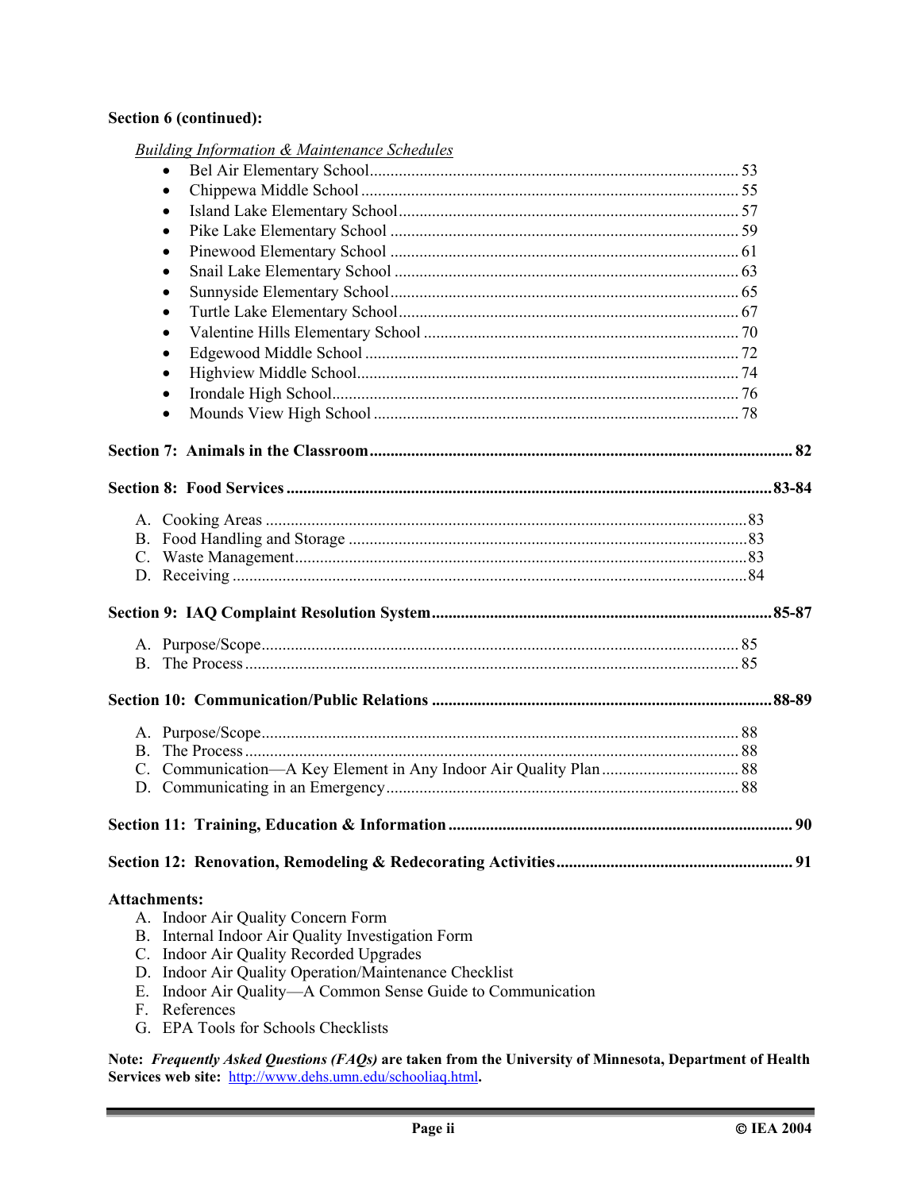**Section 6 (continued):**

*Building Information & Maintenance Schedules*

- Bel Air Elementary School........................................................................................ 53
- Chippewa Middle School .......................................................................................... 55
- Island Lake Elementary School................................................................................. 57
- Pike Lake Elementary School ................................................................................... 59
- Pinewood Elementary School ................................................................................... 61
- Snail Lake Elementary School .................................................................................. 63
- Sunnyside Elementary School................................................................................... 65
- Turtle Lake Elementary School................................................................................. 67
- Valentine Hills Elementary School ........................................................................... 70
- Edgewood Middle School ......................................................................................... 72
- Highview Middle School........................................................................................... 74
- Irondale High School................................................................................................. 76
- Mounds View High School ....................................................................................... 78

**Section 7: Animals in the Classroom..................................................................................................... 82**

**Section 8: Food Services ...................................................................................................................83-84**

A. Cooking Areas ..................................................................................................................83
B. Food Handling and Storage ...............................................................................................83
C. Waste Management............................................................................................................83
D. Receiving ..........................................................................................................................84

**Section 9: IAQ Complaint Resolution System.................................................................................85-87**

A. Purpose/Scope.................................................................................................................. 85
B. The Process ...................................................................................................................... 85

**Section 10: Communication/Public Relations ................................................................................88-89**

A. Purpose/Scope.................................................................................................................. 88
B. The Process ...................................................................................................................... 88
C. Communication—A Key Element in Any Indoor Air Quality Plan ................................. 88
D. Communicating in an Emergency.................................................................................... 88

**Section 11: Training, Education & Information ................................................................................. 90**

**Section 12: Renovation, Remodeling & Redecorating Activities........................................................ 91**

**Attachments:**

A. Indoor Air Quality Concern Form
B. Internal Indoor Air Quality Investigation Form
C. Indoor Air Quality Recorded Upgrades
D. Indoor Air Quality Operation/Maintenance Checklist
E. Indoor Air Quality—A Common Sense Guide to Communication
F. References
G. EPA Tools for Schools Checklists

**Note: *Frequently Asked Questions (FAQs)* are taken from the University of Minnesota, Department of Health Services web site: [http://www.dehs.umn.edu/schooliaq.html](http://www.dehs.umn.edu/schooliaq.html).**